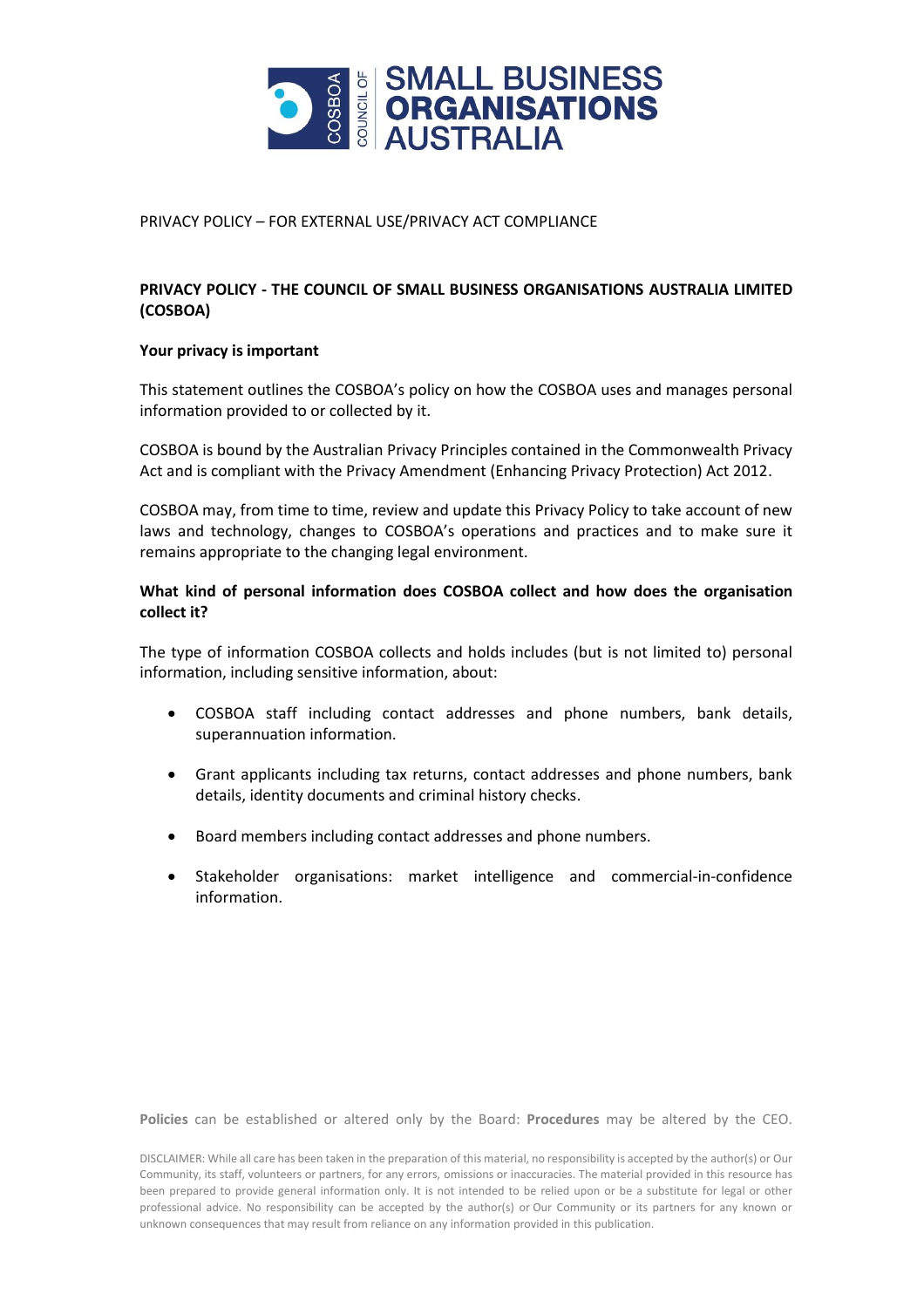PRIVACY POLICY – FOR EXTERNAL USE/PRIVACY ACT COMPLIANCE

## PRIVACY POLICY - THE COUNCIL OF SMALL BUSINESS ORGANISATIONS AUSTRALIA LIMITED (COSBOA)

### Your privacy is important

This statement outlines the COSBOA's policy on how the COSBOA uses and manages personal information provided to or collected by it.

COSBOA is bound by the Australian Privacy Principles contained in the Commonwealth Privacy Act and is compliant with the Privacy Amendment (Enhancing Privacy Protection) Act 2012.

COSBOA may, from time to time, review and update this Privacy Policy to take account of new laws and technology, changes to COSBOA's operations and practices and to make sure it remains appropriate to the changing legal environment.

### What kind of personal information does COSBOA collect and how does the organisation collect it?

The type of information COSBOA collects and holds includes (but is not limited to) personal information, including sensitive information, about:

- COSBOA staff including contact addresses and phone numbers, bank details, superannuation information.
- Grant applicants including tax returns, contact addresses and phone numbers, bank details, identity documents and criminal history checks.
- Board members including contact addresses and phone numbers.
- Stakeholder organisations: market intelligence and commercial-in-confidence information.

**Policies** can be established or altered only by the Board: **Procedures** may be altered by the CEO.

DISCLAIMER: While all care has been taken in the preparation of this material, no responsibility is accepted by the author(s) or Our Community, its staff, volunteers or partners, for any errors, omissions or inaccuracies. The material provided in this resource has been prepared to provide general information only. It is not intended to be relied upon or be a substitute for legal or other professional advice. No responsibility can be accepted by the author(s) or Our Community or its partners for any known or unknown consequences that may result from reliance on any information provided in this publication.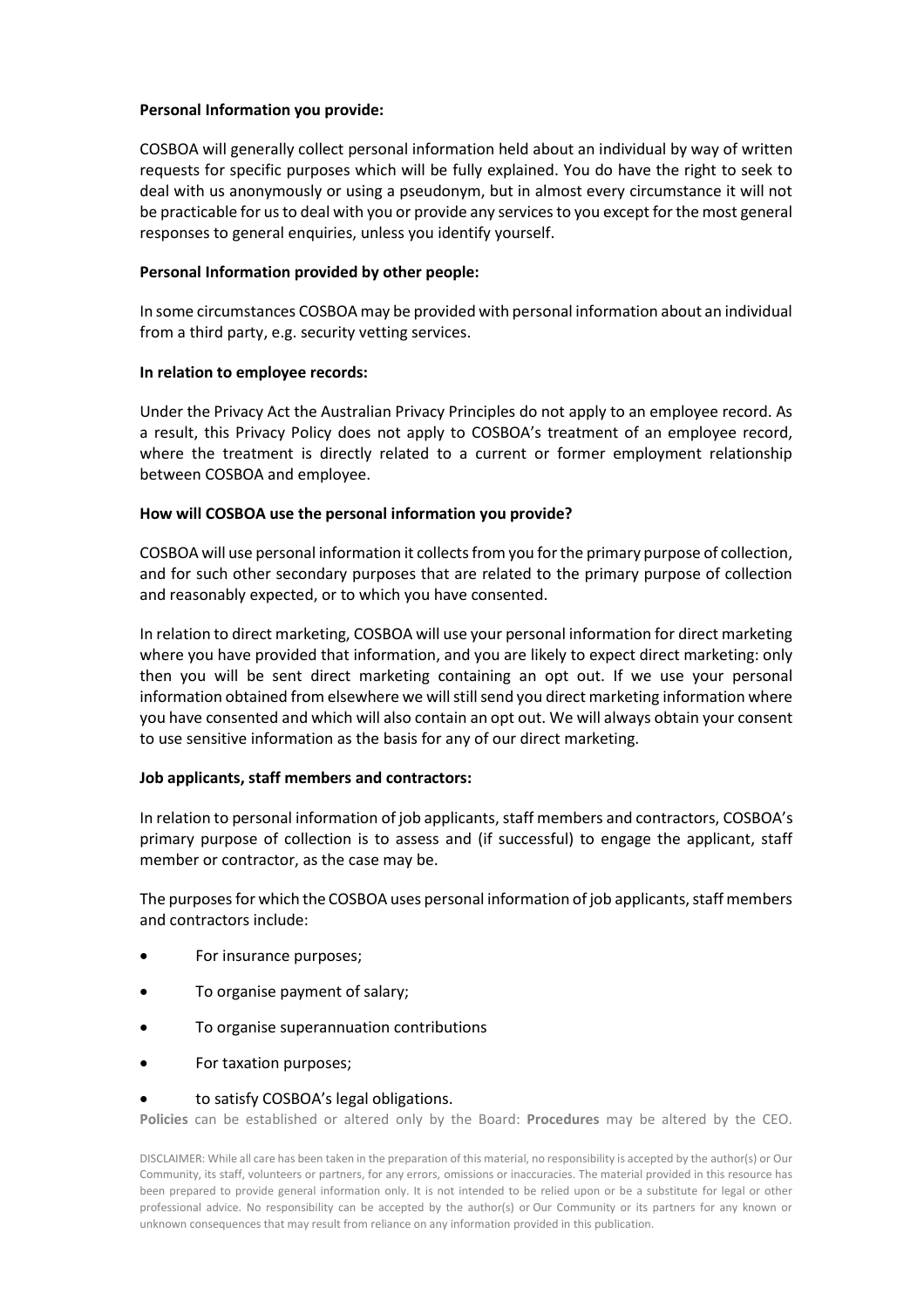**Personal Information you provide:**

COSBOA will generally collect personal information held about an individual by way of written requests for specific purposes which will be fully explained. You do have the right to seek to deal with us anonymously or using a pseudonym, but in almost every circumstance it will not be practicable for us to deal with you or provide any services to you except for the most general responses to general enquiries, unless you identify yourself.

**Personal Information provided by other people:**

In some circumstances COSBOA may be provided with personal information about an individual from a third party, e.g. security vetting services.

**In relation to employee records:**

Under the Privacy Act the Australian Privacy Principles do not apply to an employee record. As a result, this Privacy Policy does not apply to COSBOA's treatment of an employee record, where the treatment is directly related to a current or former employment relationship between COSBOA and employee.

**How will COSBOA use the personal information you provide?**

COSBOA will use personal information it collects from you for the primary purpose of collection, and for such other secondary purposes that are related to the primary purpose of collection and reasonably expected, or to which you have consented.

In relation to direct marketing, COSBOA will use your personal information for direct marketing where you have provided that information, and you are likely to expect direct marketing: only then you will be sent direct marketing containing an opt out. If we use your personal information obtained from elsewhere we will still send you direct marketing information where you have consented and which will also contain an opt out. We will always obtain your consent to use sensitive information as the basis for any of our direct marketing.

**Job applicants, staff members and contractors:**

In relation to personal information of job applicants, staff members and contractors, COSBOA's primary purpose of collection is to assess and (if successful) to engage the applicant, staff member or contractor, as the case may be.

The purposes for which the COSBOA uses personal information of job applicants, staff members and contractors include:

- For insurance purposes;
- To organise payment of salary;
- To organise superannuation contributions
- For taxation purposes;
- to satisfy COSBOA's legal obligations.

**Policies** can be established or altered only by the Board: **Procedures** may be altered by the CEO.

DISCLAIMER: While all care has been taken in the preparation of this material, no responsibility is accepted by the author(s) or Our Community, its staff, volunteers or partners, for any errors, omissions or inaccuracies. The material provided in this resource has been prepared to provide general information only. It is not intended to be relied upon or be a substitute for legal or other professional advice. No responsibility can be accepted by the author(s) or Our Community or its partners for any known or unknown consequences that may result from reliance on any information provided in this publication.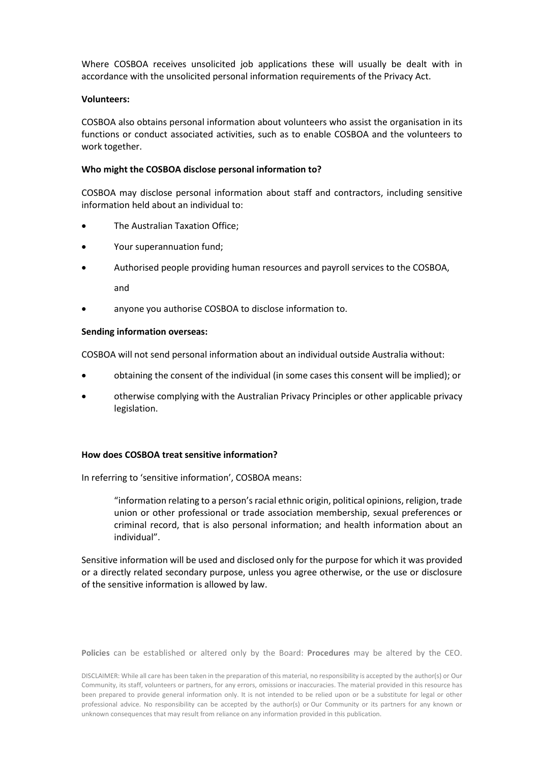Where COSBOA receives unsolicited job applications these will usually be dealt with in accordance with the unsolicited personal information requirements of the Privacy Act.

**Volunteers:**

COSBOA also obtains personal information about volunteers who assist the organisation in its functions or conduct associated activities, such as to enable COSBOA and the volunteers to work together.

**Who might the COSBOA disclose personal information to?**

COSBOA may disclose personal information about staff and contractors, including sensitive information held about an individual to:

- The Australian Taxation Office;
- Your superannuation fund;
- Authorised people providing human resources and payroll services to the COSBOA, and
- anyone you authorise COSBOA to disclose information to.

**Sending information overseas:**

COSBOA will not send personal information about an individual outside Australia without:

- obtaining the consent of the individual (in some cases this consent will be implied); or
- otherwise complying with the Australian Privacy Principles or other applicable privacy legislation.

**How does COSBOA treat sensitive information?**

In referring to 'sensitive information', COSBOA means:

> "information relating to a person's racial ethnic origin, political opinions, religion, trade union or other professional or trade association membership, sexual preferences or criminal record, that is also personal information; and health information about an individual".

Sensitive information will be used and disclosed only for the purpose for which it was provided or a directly related secondary purpose, unless you agree otherwise, or the use or disclosure of the sensitive information is allowed by law.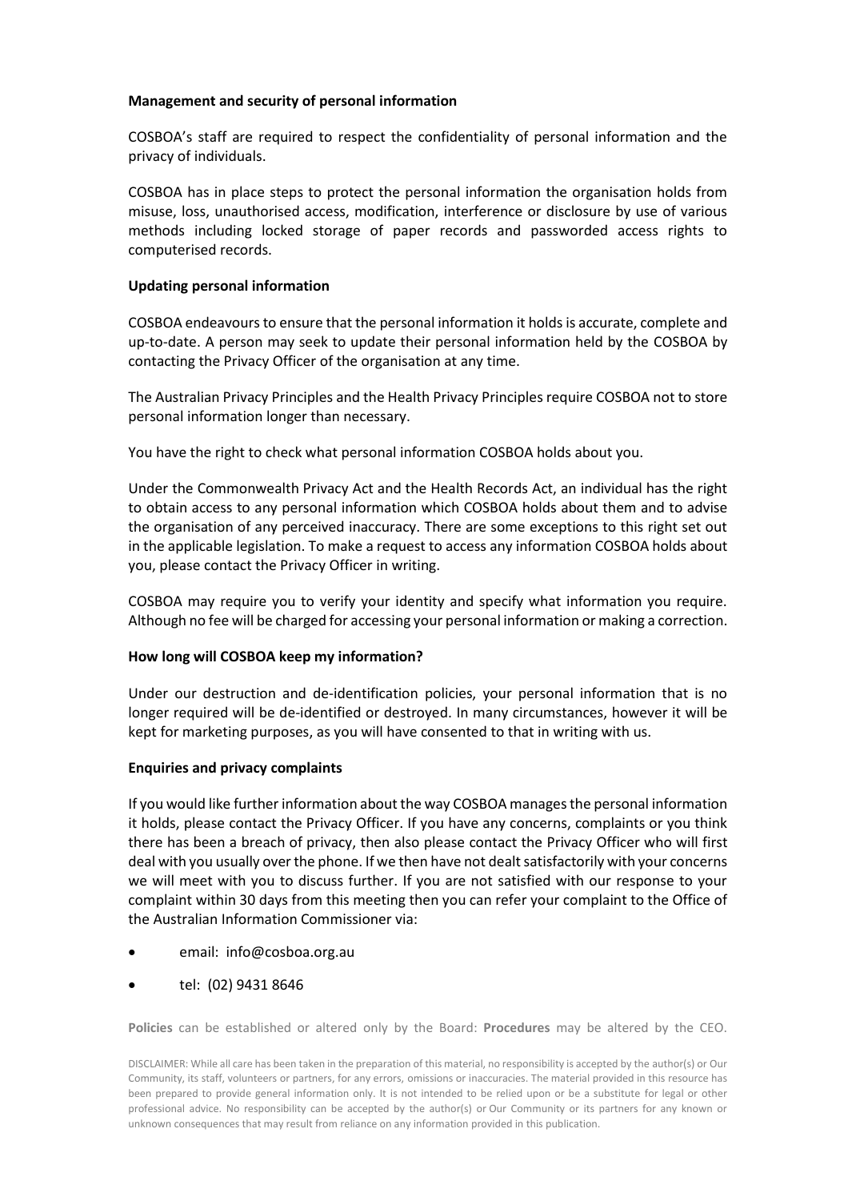**Management and security of personal information**

COSBOA's staff are required to respect the confidentiality of personal information and the privacy of individuals.

COSBOA has in place steps to protect the personal information the organisation holds from misuse, loss, unauthorised access, modification, interference or disclosure by use of various methods including locked storage of paper records and passworded access rights to computerised records.

**Updating personal information**

COSBOA endeavours to ensure that the personal information it holds is accurate, complete and up-to-date. A person may seek to update their personal information held by the COSBOA by contacting the Privacy Officer of the organisation at any time.

The Australian Privacy Principles and the Health Privacy Principles require COSBOA not to store personal information longer than necessary.

You have the right to check what personal information COSBOA holds about you.

Under the Commonwealth Privacy Act and the Health Records Act, an individual has the right to obtain access to any personal information which COSBOA holds about them and to advise the organisation of any perceived inaccuracy. There are some exceptions to this right set out in the applicable legislation. To make a request to access any information COSBOA holds about you, please contact the Privacy Officer in writing.

COSBOA may require you to verify your identity and specify what information you require. Although no fee will be charged for accessing your personal information or making a correction.

**How long will COSBOA keep my information?**

Under our destruction and de-identification policies, your personal information that is no longer required will be de-identified or destroyed. In many circumstances, however it will be kept for marketing purposes, as you will have consented to that in writing with us.

**Enquiries and privacy complaints**

If you would like further information about the way COSBOA manages the personal information it holds, please contact the Privacy Officer. If you have any concerns, complaints or you think there has been a breach of privacy, then also please contact the Privacy Officer who will first deal with you usually over the phone. If we then have not dealt satisfactorily with your concerns we will meet with you to discuss further. If you are not satisfied with our response to your complaint within 30 days from this meeting then you can refer your complaint to the Office of the Australian Information Commissioner via:

- email: info@cosboa.org.au
- tel: (02) 9431 8646

**Policies** can be established or altered only by the Board: **Procedures** may be altered by the CEO.

DISCLAIMER: While all care has been taken in the preparation of this material, no responsibility is accepted by the author(s) or Our Community, its staff, volunteers or partners, for any errors, omissions or inaccuracies. The material provided in this resource has been prepared to provide general information only. It is not intended to be relied upon or be a substitute for legal or other professional advice. No responsibility can be accepted by the author(s) or Our Community or its partners for any known or unknown consequences that may result from reliance on any information provided in this publication.